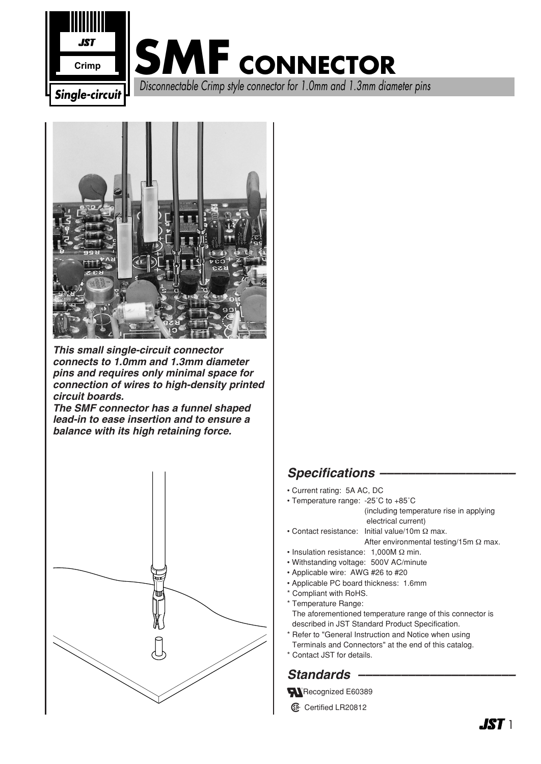# SMF CONNECTOR

*Disconnectable Crimp style connector for 1.0mm and 1.3mm diameter pins*

JST Crimp

*Single-circuit*

***This small single-circuit connector connects to 1.0mm and 1.3mm diameter pins and requires only minimal space for connection of wires to high-density printed circuit boards.***
***The SMF connector has a funnel shaped lead-in to ease insertion and to ensure a balance with its high retaining force.***

## *Specifications*

- Current rating: 5A AC, DC
- Temperature range: -25˚C to +85˚C (including temperature rise in applying electrical current)
- Contact resistance: Initial value/10m Ω max.
  After environmental testing/15m Ω max.
- Insulation resistance: 1,000M Ω min.
- Withstanding voltage: 500V AC/minute
- Applicable wire: AWG #26 to #20
- Applicable PC board thickness: 1.6mm

\* Compliant with RoHS.
\* Temperature Range:
The aforementioned temperature range of this connector is described in JST Standard Product Specification.
\* Refer to "General Instruction and Notice when using Terminals and Connectors" at the end of this catalog.
\* Contact JST for details.

## *Standards*

UL Recognized E60389

CSA Certified LR20812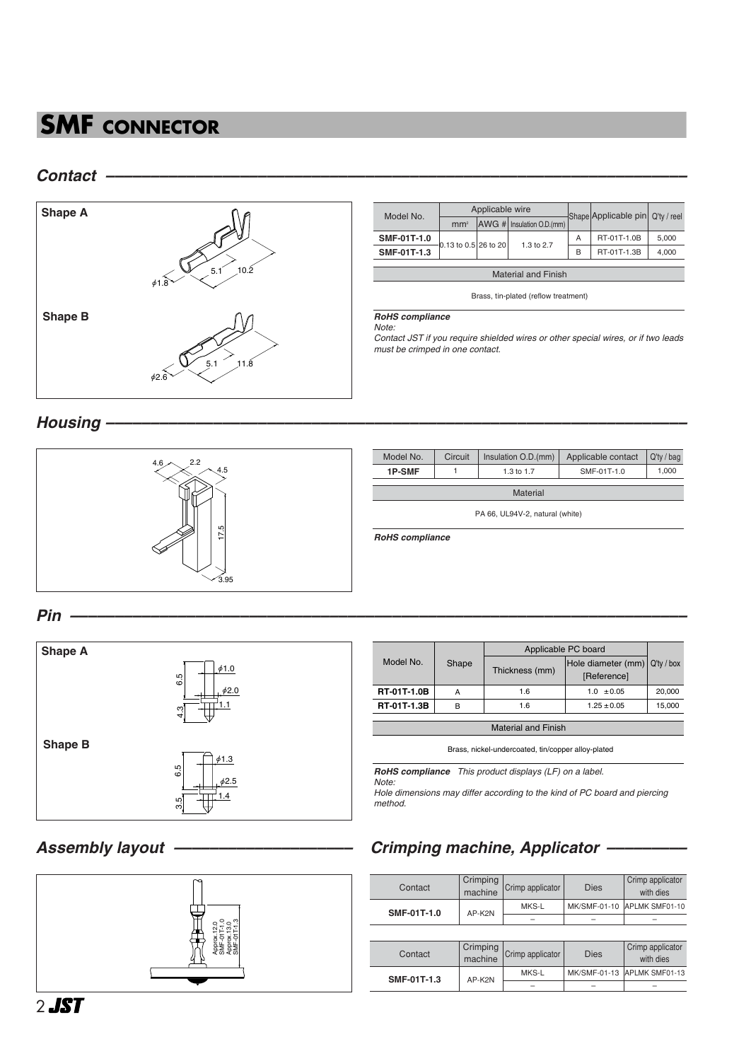# SMF CONNECTOR

## Contact

Shape A

5.1 10.2

ϕ1.8

Shape B

5.1 11.8

ϕ2.6

| Model No. | Applicable wire | | | Shape | Applicable pin | Q'ty / reel |
|---|---|---|---|---|---|---|
| | mm² | AWG # | Insulation O.D.(mm) | | | |
| SMF-01T-1.0 | 0.13 to 0.5 | 26 to 20 | 1.3 to 2.7 | A | RT-01T-1.0B | 5,000 |
| SMF-01T-1.3 | | | | B | RT-01T-1.3B | 4,000 |

| Material and Finish |
|---|
| Brass, tin-plated (reflow treatment) |

***RoHS compliance***

*Note:*

*Contact JST if you require shielded wires or other special wires, or if two leads must be crimped in one contact.*

## Housing

4.6 2.2 4.5 17.5 3.95

| Model No. | Circuit | Insulation O.D.(mm) | Applicable contact | Q'ty / bag |
|---|---|---|---|---|
| 1P-SMF | 1 | 1.3 to 1.7 | SMF-01T-1.0 | 1,000 |

| Material |
|---|
| PA 66, UL94V-2, natural (white) |

***RoHS compliance***

## Pin

Shape A

6.5 ϕ1.0 ϕ2.0 4.3 1.1

Shape B

6.5 ϕ1.3 ϕ2.5 3.5 1.4

| Model No. | Shape | Applicable PC board | | Q'ty / box |
|---|---|---|---|---|
| | | Thickness (mm) | Hole diameter (mm) [Reference] | |
| RT-01T-1.0B | A | 1.6 | 1.0 ±0.05 | 20,000 |
| RT-01T-1.3B | B | 1.6 | 1.25 ±0.05 | 15,000 |

| Material and Finish |
|---|
| Brass, nickel-undercoated, tin/copper alloy-plated |

***RoHS compliance*** *This product displays (LF) on a label.*

*Note:*

*Hole dimensions may differ according to the kind of PC board and piercing method.*

## Assembly layout

Approx.12.0 SMF-01T-1.0
Approx.13.0 SMF-01T-1.3

## Crimping machine, Applicator

| Contact | Crimping machine | Crimp applicator | Dies | Crimp applicator with dies |
|---|---|---|---|---|
| SMF-01T-1.0 | AP-K2N | MKS-L | MK/SMF-01-10 | APLMK SMF01-10 |
| | | – | – | – |

| Contact | Crimping machine | Crimp applicator | Dies | Crimp applicator with dies |
|---|---|---|---|---|
| SMF-01T-1.3 | AP-K2N | MKS-L | MK/SMF-01-13 | APLMK SMF01-13 |
| | | – | – | – |